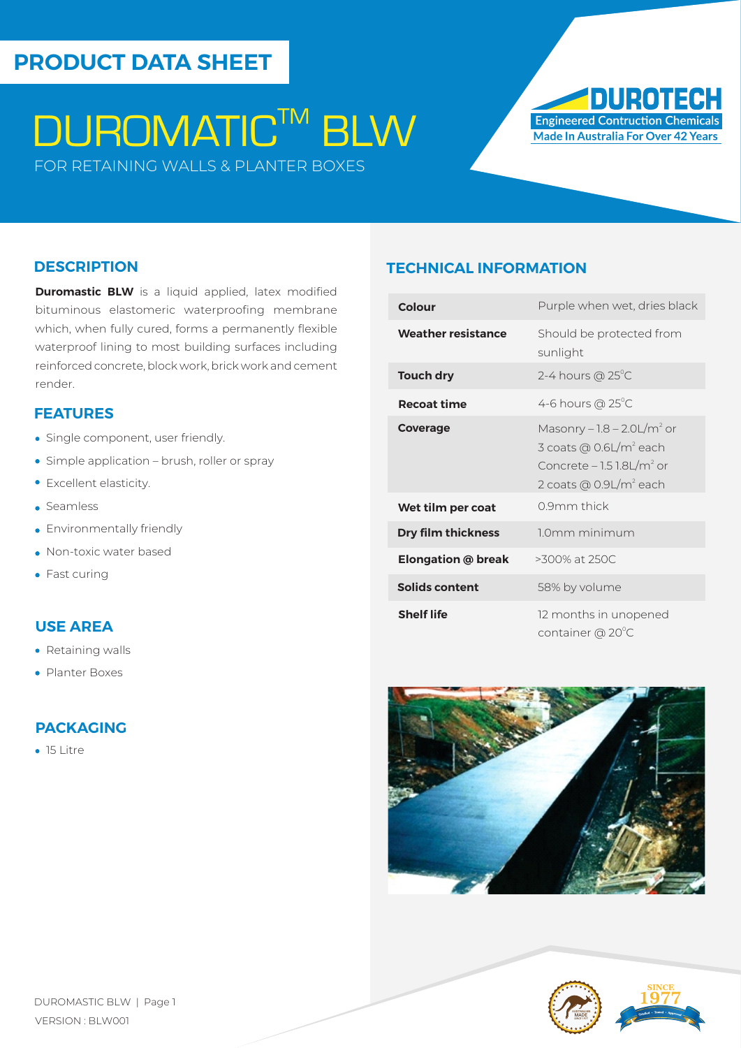# PRODUCT DATA SHEET

# DUROMATIC™ BLW

FOR RETAINING WALLS & PLANTER BOXES

DUROTECH
Engineered Contruction Chemicals
Made In Australia For Over 42 Years

## DESCRIPTION

**Duromastic BLW** is a liquid applied, latex modified bituminous elastomeric waterproofing membrane which, when fully cured, forms a permanently flexible waterproof lining to most building surfaces including reinforced concrete, block work, brick work and cement render.

## FEATURES

- Single component, user friendly.
- Simple application – brush, roller or spray
- Excellent elasticity.
- Seamless
- Environmentally friendly
- Non-toxic water based
- Fast curing

## USE AREA

- Retaining walls
- Planter Boxes

## PACKAGING

- 15 Litre

## TECHNICAL INFORMATION

| | |
|---|---|
| **Colour** | Purple when wet, dries black |
| **Weather resistance** | Should be protected from sunlight |
| **Touch dry** | 2-4 hours @ 25°C |
| **Recoat time** | 4-6 hours @ 25°C |
| **Coverage** | Masonry – 1.8 – 2.0L/m² or 3 coats @ 0.6L/m² each<br>Concrete – 1.5 1.8L/m² or 2 coats @ 0.9L/m² each |
| **Wet tilm per coat** | 0.9mm thick |
| **Dry film thickness** | 1.0mm minimum |
| **Elongation @ break** | >300% at 250C |
| **Solids content** | 58% by volume |
| **Shelf life** | 12 months in unopened container @ 20°C |

DUROMASTIC BLW | Page 1
VERSION : BLW001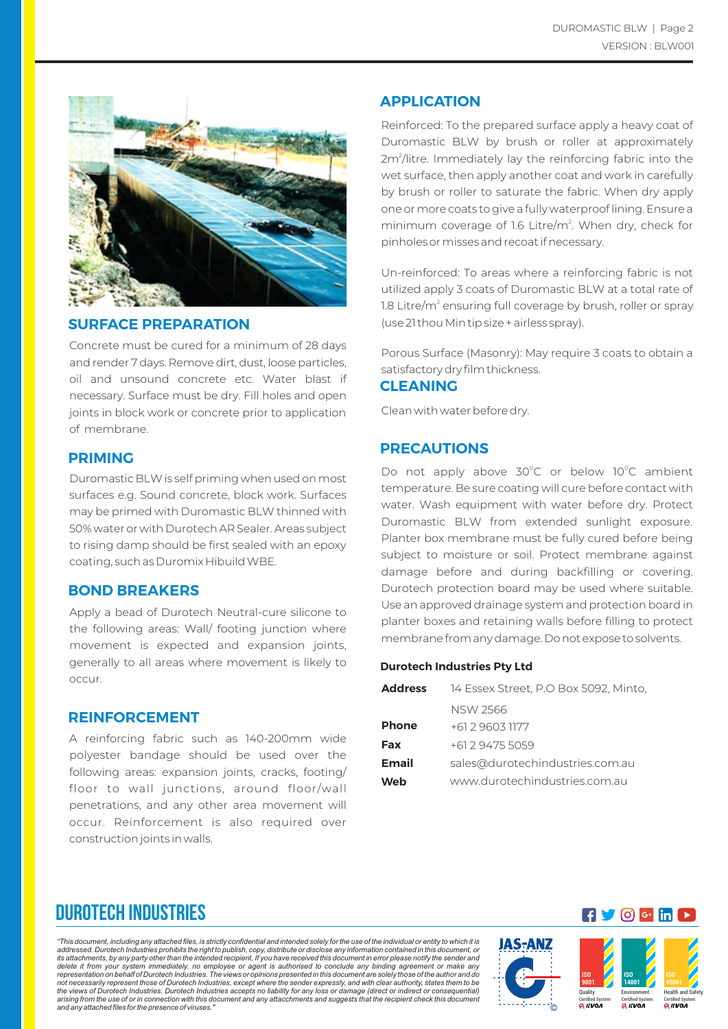## SURFACE PREPARATION

Concrete must be cured for a minimum of 28 days and render 7 days. Remove dirt, dust, loose particles, oil and unsound concrete etc. Water blast if necessary. Surface must be dry. Fill holes and open joints in block work or concrete prior to application of membrane.

## PRIMING

Duromastic BLW is self priming when used on most surfaces e.g. Sound concrete, block work. Surfaces may be primed with Duromastic BLW thinned with 50% water or with Durotech AR Sealer. Areas subject to rising damp should be first sealed with an epoxy coating, such as Duromix Hibuild WBE.

## BOND BREAKERS

Apply a bead of Durotech Neutral-cure silicone to the following areas: Wall/ footing junction where movement is expected and expansion joints, generally to all areas where movement is likely to occur.

## REINFORCEMENT

A reinforcing fabric such as 140-200mm wide polyester bandage should be used over the following areas: expansion joints, cracks, footing/ floor to wall junctions, around floor/wall penetrations, and any other area movement will occur. Reinforcement is also required over construction joints in walls.

## APPLICATION

Reinforced: To the prepared surface apply a heavy coat of Duromastic BLW by brush or roller at approximately $2m^2$/litre. Immediately lay the reinforcing fabric into the wet surface, then apply another coat and work in carefully by brush or roller to saturate the fabric. When dry apply one or more coats to give a fully waterproof lining. Ensure a minimum coverage of 1.6 Litre/$m^2$. When dry, check for pinholes or misses and recoat if necessary.

Un-reinforced: To areas where a reinforcing fabric is not utilized apply 3 coats of Duromastic BLW at a total rate of 1.8 Litre/$m^2$ ensuring full coverage by brush, roller or spray (use 21 thou Min tip size + airless spray).

Porous Surface (Masonry): May require 3 coats to obtain a satisfactory dry film thickness.

## CLEANING

Clean with water before dry.

## PRECAUTIONS

Do not apply above 30°C or below 10°C ambient temperature. Be sure coating will cure before contact with water. Wash equipment with water before dry. Protect Duromastic BLW from extended sunlight exposure. Planter box membrane must be fully cured before being subject to moisture or soil. Protect membrane against damage before and during backfilling or covering. Durotech protection board may be used where suitable. Use an approved drainage system and protection board in planter boxes and retaining walls before filling to protect membrane from any damage. Do not expose to solvents.

**Durotech Industries Pty Ltd**

| | |
|---|---|
| **Address** | 14 Essex Street, P.O Box 5092, Minto, NSW 2566 |
| **Phone** | +61 2 9603 1177 |
| **Fax** | +61 2 9475 5059 |
| **Email** | sales@durotechindustries.com.au |
| **Web** | www.durotechindustries.com.au |

**DUROTECH INDUSTRIES**

*"This document, including any attached files, is strictly confidential and intended solely for the use of the individual or entity to which it is addressed. Durotech Industries prohibits the right to publish, copy, distribute or disclose any information contained in this document, or its attachments, by any party other than the intended recipient. If you have received this document in error please notify the sender and delete it from your system immediately. no employee or agent is authorised to conclude any binding agreement or make any representation on behalf of Durotech Industries. The views or opinions presented in this document are solely those of the author and do not necessarily represent those of Durotech Industries, except where the sender expressly, and with clear authority, states them to be the views of Durotech Industries. Durotech Industries accepts no liability for any loss or damage (direct or indirect or consequential) arising from the use of or in connection with this document and any attacchments and suggests that the recipient check this document and any attached files for the presence of viruses."*

JAS-ANZ

ISO 9001 Quality Certified System

ISO 14001 Environment Certified System

ISO 45001 Health and Safety Certified System